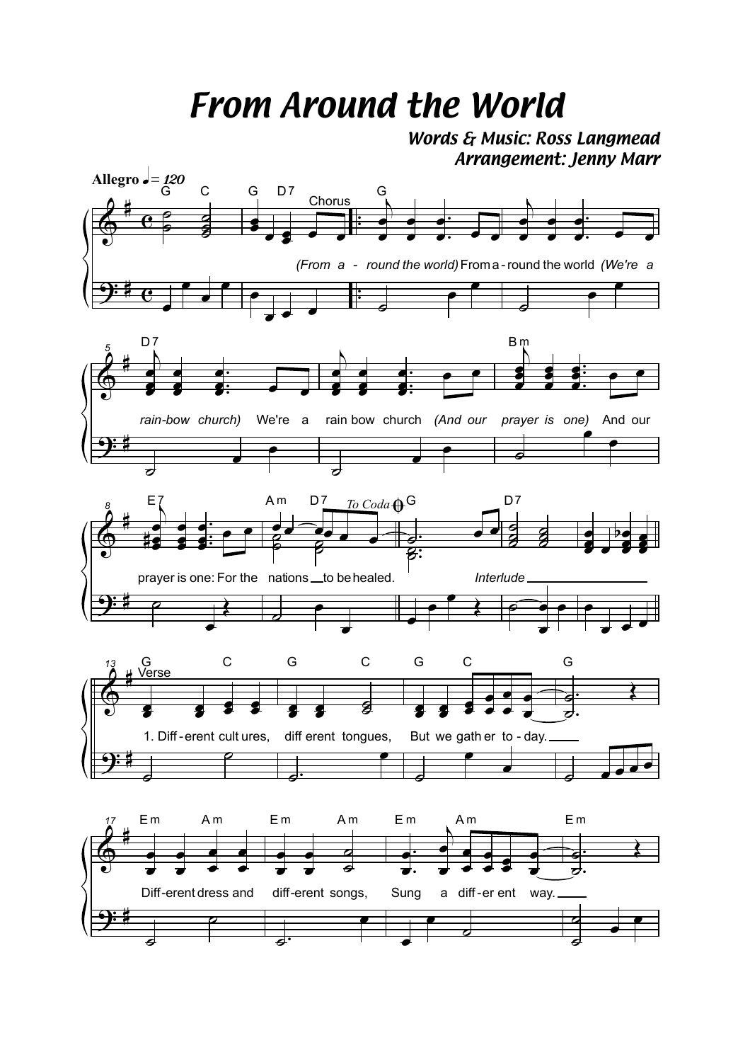# From Around the World

*Words & Music: Ross Langmead*
*Arrangement: Jenny Marr*

**Allegro** ♩= 120

G C G D7

Chorus

G

(From a - round the world) From a - round the world (We're a

D7

rain-bow church) We're a rain bow church (And our

Bm

prayer is one) And our

E7 Am D7 *To Coda* G D7

prayer is one: For the nations to be healed. *Interlude*

G Verse C G C G C G

1. Diff - erent cult ures, diff erent tongues, But we gath er to - day.

Em Am Em Am Em Am Em

Diff-erent dress and diff-erent songs, Sung a diff - er ent way.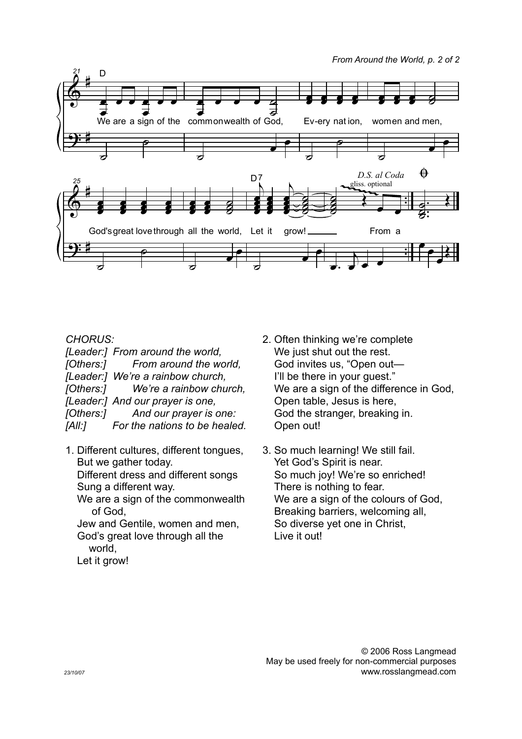*CHORUS:*

*[Leader:] From around the world,*
*[Others:] From around the world,*
*[Leader:] We're a rainbow church,*
*[Others:] We're a rainbow church,*
*[Leader:] And our prayer is one,*
*[Others:] And our prayer is one:*
*[All:] For the nations to be healed.*

1. Different cultures, different tongues,
   But we gather today.
   Different dress and different songs
   Sung a different way.
   We are a sign of the commonwealth of God,
   Jew and Gentile, women and men,
   God's great love through all the world,
   Let it grow!

2. Often thinking we're complete
   We just shut out the rest.
   God invites us, "Open out—
   I'll be there in your guest."
   We are a sign of the difference in God,
   Open table, Jesus is here,
   God the stranger, breaking in.
   Open out!

3. So much learning! We still fail.
   Yet God's Spirit is near.
   So much joy! We're so enriched!
   There is nothing to fear.
   We are a sign of the colours of God,
   Breaking barriers, welcoming all,
   So diverse yet one in Christ,
   Live it out!

© 2006 Ross Langmead
May be used freely for non-commercial purposes
www.rosslangmead.com

23/10/07